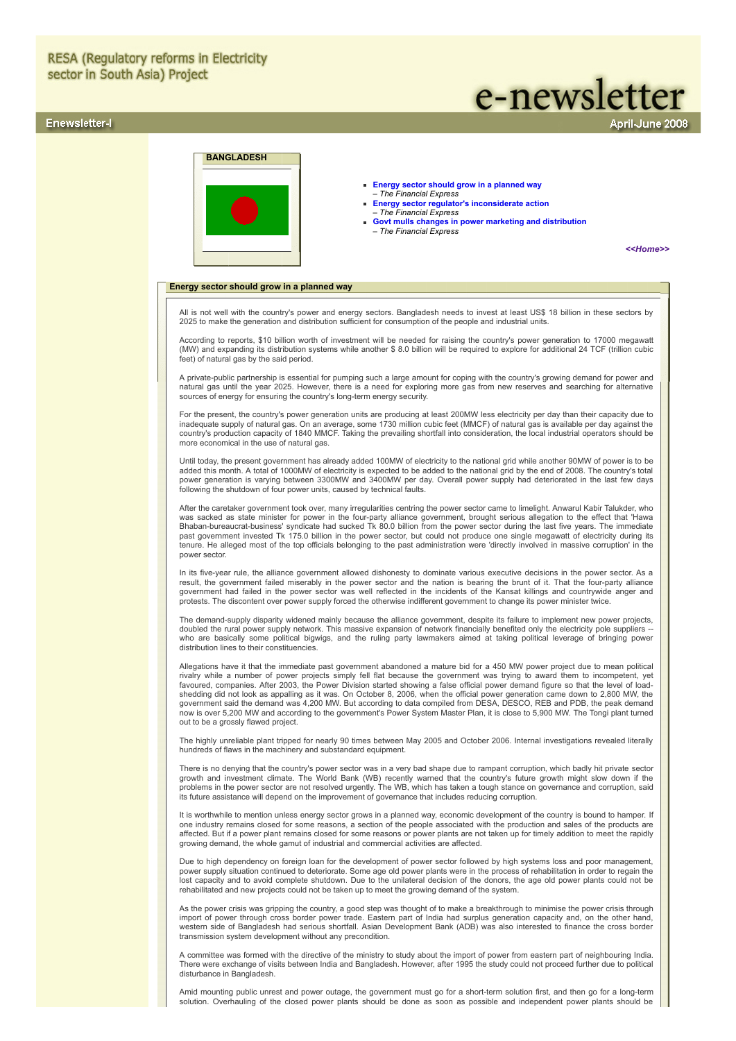RESA (Regulatory reforms in Electricity sector in South Asia) Project

# e-newsletter

Enewsletter-I

April-June 2008

**BANGLADESH**

- **Energy sector should grow in a planned way**
  *– The Financial Express*
- **Energy sector regulator's inconsiderate action**
  *– The Financial Express*
- **Govt mulls changes in power marketing and distribution**
  *– The Financial Express*

*<<Home>>*

## Energy sector should grow in a planned way

All is not well with the country's power and energy sectors. Bangladesh needs to invest at least US$ 18 billion in these sectors by 2025 to make the generation and distribution sufficient for consumption of the people and industrial units.

According to reports, $10 billion worth of investment will be needed for raising the country's power generation to 17000 megawatt (MW) and expanding its distribution systems while another $ 8.0 billion will be required to explore for additional 24 TCF (trillion cubic feet) of natural gas by the said period.

A private-public partnership is essential for pumping such a large amount for coping with the country's growing demand for power and natural gas until the year 2025. However, there is a need for exploring more gas from new reserves and searching for alternative sources of energy for ensuring the country's long-term energy security.

For the present, the country's power generation units are producing at least 200MW less electricity per day than their capacity due to inadequate supply of natural gas. On an average, some 1730 million cubic feet (MMCF) of natural gas is available per day against the country's production capacity of 1840 MMCF. Taking the prevailing shortfall into consideration, the local industrial operators should be more economical in the use of natural gas.

Until today, the present government has already added 100MW of electricity to the national grid while another 90MW of power is to be added this month. A total of 1000MW of electricity is expected to be added to the national grid by the end of 2008. The country's total power generation is varying between 3300MW and 3400MW per day. Overall power supply had deteriorated in the last few days following the shutdown of four power units, caused by technical faults.

After the caretaker government took over, many irregularities centring the power sector came to limelight. Anwarul Kabir Talukder, who was sacked as state minister for power in the four-party alliance government, brought serious allegation to the effect that 'Hawa Bhaban-bureaucrat-business' syndicate had sucked Tk 80.0 billion from the power sector during the last five years. The immediate past government invested Tk 175.0 billion in the power sector, but could not produce one single megawatt of electricity during its tenure. He alleged most of the top officials belonging to the past administration were 'directly involved in massive corruption' in the power sector.

In its five-year rule, the alliance government allowed dishonesty to dominate various executive decisions in the power sector. As a result, the government failed miserably in the power sector and the nation is bearing the brunt of it. That the four-party alliance government had failed in the power sector was well reflected in the incidents of the Kansat killings and countrywide anger and protests. The discontent over power supply forced the otherwise indifferent government to change its power minister twice.

The demand-supply disparity widened mainly because the alliance government, despite its failure to implement new power projects, doubled the rural power supply network. This massive expansion of network financially benefited only the electricity pole suppliers -- who are basically some political bigwigs, and the ruling party lawmakers aimed at taking political leverage of bringing power distribution lines to their constituencies.

Allegations have it that the immediate past government abandoned a mature bid for a 450 MW power project due to mean political rivalry while a number of power projects simply fell flat because the government was trying to award them to incompetent, yet favoured, companies. After 2003, the Power Division started showing a false official power demand figure so that the level of load-shedding did not look as appalling as it was. On October 8, 2006, when the official power generation came down to 2,800 MW, the government said the demand was 4,200 MW. But according to data compiled from DESA, DESCO, REB and PDB, the peak demand now is over 5,200 MW and according to the government's Power System Master Plan, it is close to 5,900 MW. The Tongi plant turned out to be a grossly flawed project.

The highly unreliable plant tripped for nearly 90 times between May 2005 and October 2006. Internal investigations revealed literally hundreds of flaws in the machinery and substandard equipment.

There is no denying that the country's power sector was in a very bad shape due to rampant corruption, which badly hit private sector growth and investment climate. The World Bank (WB) recently warned that the country's future growth might slow down if the problems in the power sector are not resolved urgently. The WB, which has taken a tough stance on governance and corruption, said its future assistance will depend on the improvement of governance that includes reducing corruption.

It is worthwhile to mention unless energy sector grows in a planned way, economic development of the country is bound to hamper. If one industry remains closed for some reasons, a section of the people associated with the production and sales of the products are affected. But if a power plant remains closed for some reasons or power plants are not taken up for timely addition to meet the rapidly growing demand, the whole gamut of industrial and commercial activities are affected.

Due to high dependency on foreign loan for the development of power sector followed by high systems loss and poor management, power supply situation continued to deteriorate. Some age old power plants were in the process of rehabilitation in order to regain the lost capacity and to avoid complete shutdown. Due to the unilateral decision of the donors, the age old power plants could not be rehabilitated and new projects could not be taken up to meet the growing demand of the system.

As the power crisis was gripping the country, a good step was thought of to make a breakthrough to minimise the power crisis through import of power through cross border power trade. Eastern part of India had surplus generation capacity and, on the other hand, western side of Bangladesh had serious shortfall. Asian Development Bank (ADB) was also interested to finance the cross border transmission system development without any precondition.

A committee was formed with the directive of the ministry to study about the import of power from eastern part of neighbouring India. There were exchange of visits between India and Bangladesh. However, after 1995 the study could not proceed further due to political disturbance in Bangladesh.

Amid mounting public unrest and power outage, the government must go for a short-term solution first, and then go for a long-term solution. Overhauling of the closed power plants should be done as soon as possible and independent power plants should be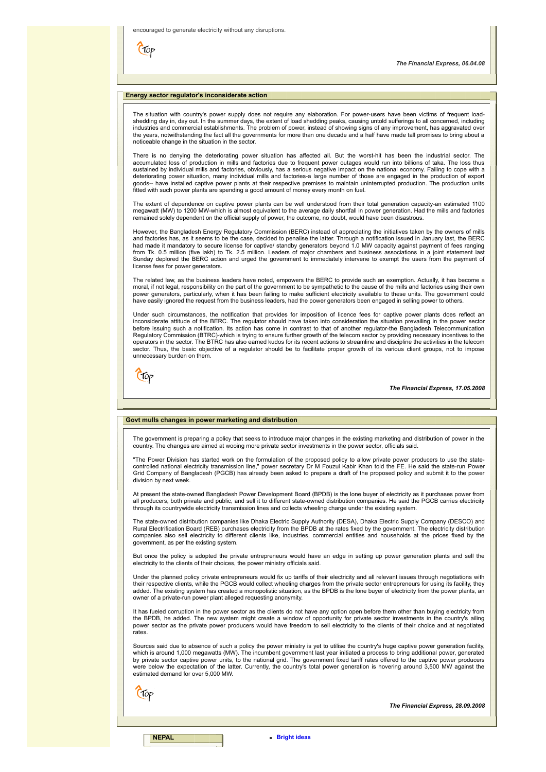encouraged to generate electricity without any disruptions.

*The Financial Express, 06.04.08*

## Energy sector regulator's inconsiderate action

The situation with country's power supply does not require any elaboration. For power-users have been victims of frequent load-shedding day in, day out. In the summer days, the extent of load shedding peaks, causing untold sufferings to all concerned, including industries and commercial establishments. The problem of power, instead of showing signs of any improvement, has aggravated over the years, notwithstanding the fact all the governments for more than one decade and a half have made tall promises to bring about a noticeable change in the situation in the sector.

There is no denying the deteriorating power situation has affected all. But the worst-hit has been the industrial sector. The accumulated loss of production in mills and factories due to frequent power outages would run into billions of taka. The loss thus sustained by individual mills and factories, obviously, has a serious negative impact on the national economy. Failing to cope with a deteriorating power situation, many individual mills and factories-a large number of those are engaged in the production of export goods-- have installed captive power plants at their respective premises to maintain uninterrupted production. The production units fitted with such power plants are spending a good amount of money every month on fuel.

The extent of dependence on captive power plants can be well understood from their total generation capacity-an estimated 1100 megawatt (MW) to 1200 MW-which is almost equivalent to the average daily shortfall in power generation. Had the mills and factories remained solely dependent on the official supply of power, the outcome, no doubt, would have been disastrous.

However, the Bangladesh Energy Regulatory Commission (BERC) instead of appreciating the initiatives taken by the owners of mills and factories has, as it seems to be the case, decided to penalise the latter. Through a notification issued in January last, the BERC had made it mandatory to secure license for captive/ standby generators beyond 1.0 MW capacity against payment of fees ranging from Tk. 0.5 million (five lakh) to Tk. 2.5 million. Leaders of major chambers and business associations in a joint statement last Sunday deplored the BERC action and urged the government to immediately intervene to exempt the users from the payment of license fees for power generators.

The related law, as the business leaders have noted, empowers the BERC to provide such an exemption. Actually, it has become a moral, if not legal, responsibility on the part of the government to be sympathetic to the cause of the mills and factories using their own power generators, particularly, when it has been failing to make sufficient electricity available to these units. The government could have easily ignored the request from the business leaders, had the power generators been engaged in selling power to others.

Under such circumstances, the notification that provides for imposition of licence fees for captive power plants does reflect an inconsiderate attitude of the BERC. The regulator should have taken into consideration the situation prevailing in the power sector before issuing such a notification. Its action has come in contrast to that of another regulator-the Bangladesh Telecommunication Regulatory Commission (BTRC)-which is trying to ensure further growth of the telecom sector by providing necessary incentives to the operators in the sector. The BTRC has also earned kudos for its recent actions to streamline and discipline the activities in the telecom sector. Thus, the basic objective of a regulator should be to facilitate proper growth of its various client groups, not to impose unnecessary burden on them.

*The Financial Express, 17.05.2008*

## Govt mulls changes in power marketing and distribution

The government is preparing a policy that seeks to introduce major changes in the existing marketing and distribution of power in the country. The changes are aimed at wooing more private sector investments in the power sector, officials said.

"The Power Division has started work on the formulation of the proposed policy to allow private power producers to use the state-controlled national electricity transmission line," power secretary Dr M Fouzul Kabir Khan told the FE. He said the state-run Power Grid Company of Bangladesh (PGCB) has already been asked to prepare a draft of the proposed policy and submit it to the power division by next week.

At present the state-owned Bangladesh Power Development Board (BPDB) is the lone buyer of electricity as it purchases power from all producers, both private and public, and sell it to different state-owned distribution companies. He said the PGCB carries electricity through its countrywide electricity transmission lines and collects wheeling charge under the existing system.

The state-owned distribution companies like Dhaka Electric Supply Authority (DESA), Dhaka Electric Supply Company (DESCO) and Rural Electrification Board (REB) purchases electricity from the BPDB at the rates fixed by the government. The electricity distribution companies also sell electricity to different clients like, industries, commercial entities and households at the prices fixed by the government, as per the existing system.

But once the policy is adopted the private entrepreneurs would have an edge in setting up power generation plants and sell the electricity to the clients of their choices, the power ministry officials said.

Under the planned policy private entrepreneurs would fix up tariffs of their electricity and all relevant issues through negotiations with their respective clients, while the PGCB would collect wheeling charges from the private sector entrepreneurs for using its facility, they added. The existing system has created a monopolistic situation, as the BPDB is the lone buyer of electricity from the power plants, an owner of a private-run power plant alleged requesting anonymity.

It has fueled corruption in the power sector as the clients do not have any option open before them other than buying electricity from the BPDB, he added. The new system might create a window of opportunity for private sector investments in the country's ailing power sector as the private power producers would have freedom to sell electricity to the clients of their choice and at negotiated rates.

Sources said due to absence of such a policy the power ministry is yet to utilise the country's huge captive power generation facility, which is around 1,000 megawatts (MW). The incumbent government last year initiated a process to bring additional power, generated by private sector captive power units, to the national grid. The government fixed tariff rates offered to the captive power producers were below the expectation of the latter. Currently, the country's total power generation is hovering around 3,500 MW against the estimated demand for over 5,000 MW.

*The Financial Express, 28.09.2008*

**NEPAL**

- **Bright ideas**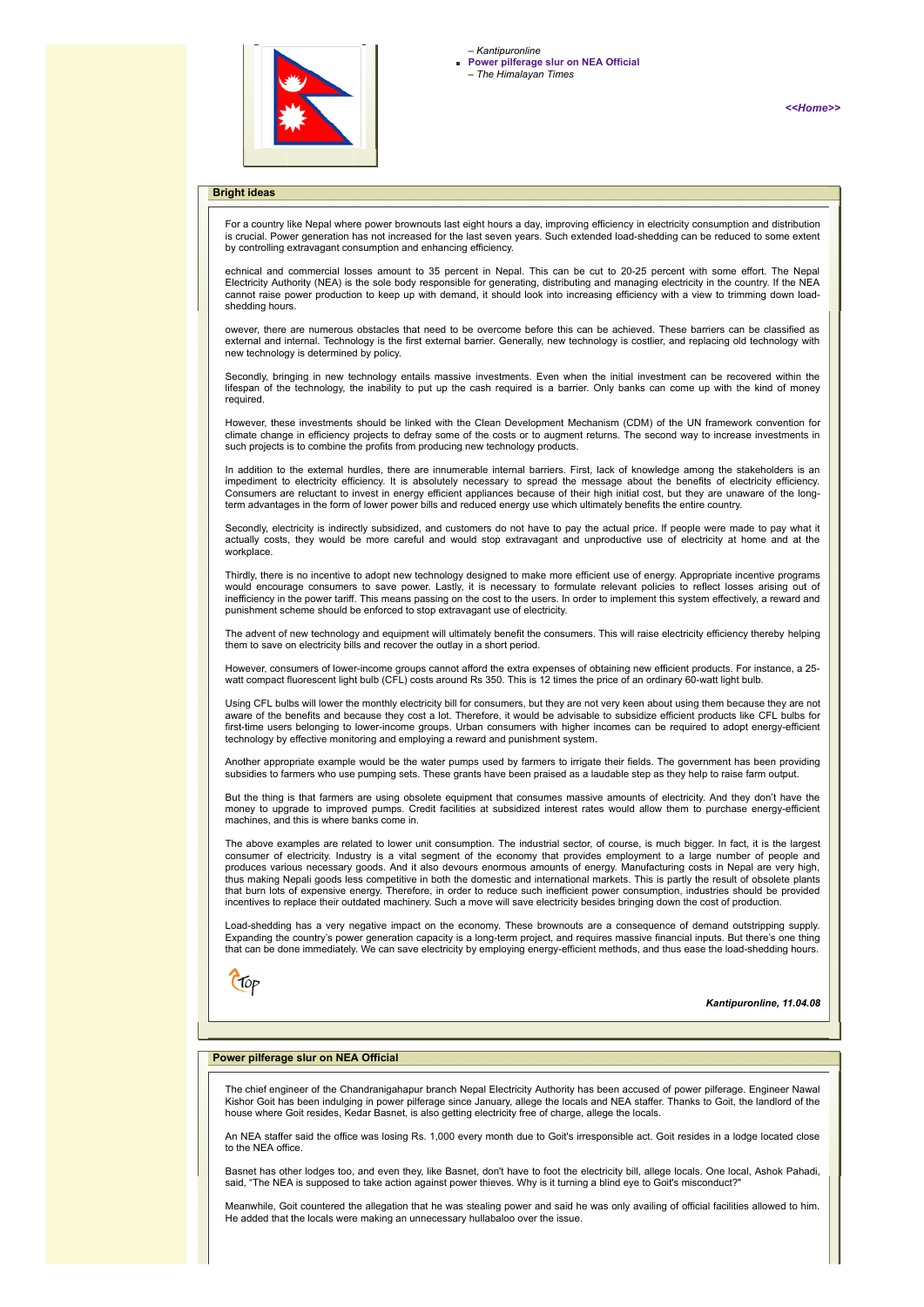– *Kantipuronline*

- **Power pilferage slur on NEA Official**
  – *The Himalayan Times*

*<<Home>>*

## Bright ideas

For a country like Nepal where power brownouts last eight hours a day, improving efficiency in electricity consumption and distribution is crucial. Power generation has not increased for the last seven years. Such extended load-shedding can be reduced to some extent by controlling extravagant consumption and enhancing efficiency.

echnical and commercial losses amount to 35 percent in Nepal. This can be cut to 20-25 percent with some effort. The Nepal Electricity Authority (NEA) is the sole body responsible for generating, distributing and managing electricity in the country. If the NEA cannot raise power production to keep up with demand, it should look into increasing efficiency with a view to trimming down load-shedding hours.

owever, there are numerous obstacles that need to be overcome before this can be achieved. These barriers can be classified as external and internal. Technology is the first external barrier. Generally, new technology is costlier, and replacing old technology with new technology is determined by policy.

Secondly, bringing in new technology entails massive investments. Even when the initial investment can be recovered within the lifespan of the technology, the inability to put up the cash required is a barrier. Only banks can come up with the kind of money required.

However, these investments should be linked with the Clean Development Mechanism (CDM) of the UN framework convention for climate change in efficiency projects to defray some of the costs or to augment returns. The second way to increase investments in such projects is to combine the profits from producing new technology products.

In addition to the external hurdles, there are innumerable internal barriers. First, lack of knowledge among the stakeholders is an impediment to electricity efficiency. It is absolutely necessary to spread the message about the benefits of electricity efficiency. Consumers are reluctant to invest in energy efficient appliances because of their high initial cost, but they are unaware of the long-term advantages in the form of lower power bills and reduced energy use which ultimately benefits the entire country.

Secondly, electricity is indirectly subsidized, and customers do not have to pay the actual price. If people were made to pay what it actually costs, they would be more careful and would stop extravagant and unproductive use of electricity at home and at the workplace.

Thirdly, there is no incentive to adopt new technology designed to make more efficient use of energy. Appropriate incentive programs would encourage consumers to save power. Lastly, it is necessary to formulate relevant policies to reflect losses arising out of inefficiency in the power tariff. This means passing on the cost to the users. In order to implement this system effectively, a reward and punishment scheme should be enforced to stop extravagant use of electricity.

The advent of new technology and equipment will ultimately benefit the consumers. This will raise electricity efficiency thereby helping them to save on electricity bills and recover the outlay in a short period.

However, consumers of lower-income groups cannot afford the extra expenses of obtaining new efficient products. For instance, a 25-watt compact fluorescent light bulb (CFL) costs around Rs 350. This is 12 times the price of an ordinary 60-watt light bulb.

Using CFL bulbs will lower the monthly electricity bill for consumers, but they are not very keen about using them because they are not aware of the benefits and because they cost a lot. Therefore, it would be advisable to subsidize efficient products like CFL bulbs for first-time users belonging to lower-income groups. Urban consumers with higher incomes can be required to adopt energy-efficient technology by effective monitoring and employing a reward and punishment system.

Another appropriate example would be the water pumps used by farmers to irrigate their fields. The government has been providing subsidies to farmers who use pumping sets. These grants have been praised as a laudable step as they help to raise farm output.

But the thing is that farmers are using obsolete equipment that consumes massive amounts of electricity. And they don't have the money to upgrade to improved pumps. Credit facilities at subsidized interest rates would allow them to purchase energy-efficient machines, and this is where banks come in.

The above examples are related to lower unit consumption. The industrial sector, of course, is much bigger. In fact, it is the largest consumer of electricity. Industry is a vital segment of the economy that provides employment to a large number of people and produces various necessary goods. And it also devours enormous amounts of energy. Manufacturing costs in Nepal are very high, thus making Nepali goods less competitive in both the domestic and international markets. This is partly the result of obsolete plants that burn lots of expensive energy. Therefore, in order to reduce such inefficient power consumption, industries should be provided incentives to replace their outdated machinery. Such a move will save electricity besides bringing down the cost of production.

Load-shedding has a very negative impact on the economy. These brownouts are a consequence of demand outstripping supply. Expanding the country's power generation capacity is a long-term project, and requires massive financial inputs. But there's one thing that can be done immediately. We can save electricity by employing energy-efficient methods, and thus ease the load-shedding hours.

Top

***Kantipuronline, 11.04.08***

## Power pilferage slur on NEA Official

The chief engineer of the Chandranigahapur branch Nepal Electricity Authority has been accused of power pilferage. Engineer Nawal Kishor Goit has been indulging in power pilferage since January, allege the locals and NEA staffer. Thanks to Goit, the landlord of the house where Goit resides, Kedar Basnet, is also getting electricity free of charge, allege the locals.

An NEA staffer said the office was losing Rs. 1,000 every month due to Goit's irresponsible act. Goit resides in a lodge located close to the NEA office.

Basnet has other lodges too, and even they, like Basnet, don't have to foot the electricity bill, allege locals. One local, Ashok Pahadi, said, "The NEA is supposed to take action against power thieves. Why is it turning a blind eye to Goit's misconduct?"

Meanwhile, Goit countered the allegation that he was stealing power and said he was only availing of official facilities allowed to him. He added that the locals were making an unnecessary hullabaloo over the issue.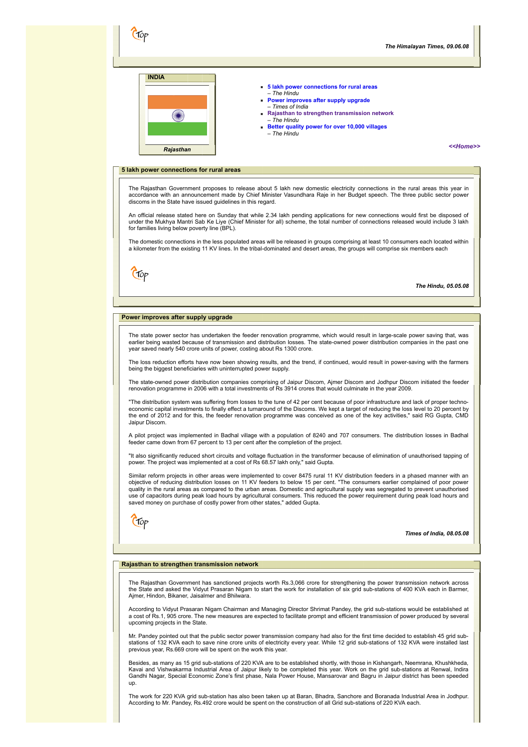*The Himalayan Times, 09.06.08*

**INDIA**

*Rajasthan*

- **5 lakh power connections for rural areas**
  – *The Hindu*
- **Power improves after supply upgrade**
  – *Times of India*
- **Rajasthan to strengthen transmission network**
  – *The Hindu*
- **Better quality power for over 10,000 villages**
  – *The Hindu*

*<<Home>>*

## 5 lakh power connections for rural areas

The Rajasthan Government proposes to release about 5 lakh new domestic electricity connections in the rural areas this year in accordance with an announcement made by Chief Minister Vasundhara Raje in her Budget speech. The three public sector power discoms in the State have issued guidelines in this regard.

An official release stated here on Sunday that while 2.34 lakh pending applications for new connections would first be disposed of under the Mukhya Mantri Sab Ke Liye (Chief Minister for all) scheme, the total number of connections released would include 3 lakh for families living below poverty line (BPL).

The domestic connections in the less populated areas will be released in groups comprising at least 10 consumers each located within a kilometer from the existing 11 KV lines. In the tribal-dominated and desert areas, the groups will comprise six members each

*The Hindu, 05.05.08*

## Power improves after supply upgrade

The state power sector has undertaken the feeder renovation programme, which would result in large-scale power saving that, was earlier being wasted because of transmission and distribution losses. The state-owned power distribution companies in the past one year saved nearly 540 crore units of power, costing about Rs 1300 crore.

The loss reduction efforts have now been showing results, and the trend, if continued, would result in power-saving with the farmers being the biggest beneficiaries with uninterrupted power supply.

The state-owned power distribution companies comprising of Jaipur Discom, Ajmer Discom and Jodhpur Discom initiated the feeder renovation programme in 2006 with a total investments of Rs 3914 crores that would culminate in the year 2009.

"The distribution system was suffering from losses to the tune of 42 per cent because of poor infrastructure and lack of proper techno-economic capital investments to finally effect a turnaround of the Discoms. We kept a target of reducing the loss level to 20 percent by the end of 2012 and for this, the feeder renovation programme was conceived as one of the key activities," said RG Gupta, CMD Jaipur Discom.

A pilot project was implemented in Badhal village with a population of 8240 and 707 consumers. The distribution losses in Badhal feeder came down from 67 percent to 13 per cent after the completion of the project.

"It also significantly reduced short circuits and voltage fluctuation in the transformer because of elimination of unauthorised tapping of power. The project was implemented at a cost of Rs 68.57 lakh only," said Gupta.

Similar reform projects in other areas were implemented to cover 8475 rural 11 KV distribution feeders in a phased manner with an objective of reducing distribution losses on 11 KV feeders to below 15 per cent. "The consumers earlier complained of poor power quality in the rural areas as compared to the urban areas. Domestic and agricultural supply was segregated to prevent unauthorised use of capacitors during peak load hours by agricultural consumers. This reduced the power requirement during peak load hours and saved money on purchase of costly power from other states," added Gupta.

*Times of India, 08.05.08*

## Rajasthan to strengthen transmission network

The Rajasthan Government has sanctioned projects worth Rs.3,066 crore for strengthening the power transmission network across the State and asked the Vidyut Prasaran Nigam to start the work for installation of six grid sub-stations of 400 KVA each in Barmer, Ajmer, Hindon, Bikaner, Jaisalmer and Bhilwara.

According to Vidyut Prasaran Nigam Chairman and Managing Director Shrimat Pandey, the grid sub-stations would be established at a cost of Rs.1, 905 crore. The new measures are expected to facilitate prompt and efficient transmission of power produced by several upcoming projects in the State.

Mr. Pandey pointed out that the public sector power transmission company had also for the first time decided to establish 45 grid sub-stations of 132 KVA each to save nine crore units of electricity every year. While 12 grid sub-stations of 132 KVA were installed last previous year, Rs.669 crore will be spent on the work this year.

Besides, as many as 15 grid sub-stations of 220 KVA are to be established shortly, with those in Kishangarh, Neemrana, Khushkheda, Kavai and Vishwakarma Industrial Area of Jaipur likely to be completed this year. Work on the grid sub-stations at Renwal, Indira Gandhi Nagar, Special Economic Zone's first phase, Nala Power House, Mansarovar and Bagru in Jaipur district has been speeded up.

The work for 220 KVA grid sub-station has also been taken up at Baran, Bhadra, Sanchore and Boranada Industrial Area in Jodhpur. According to Mr. Pandey, Rs.492 crore would be spent on the construction of all Grid sub-stations of 220 KVA each.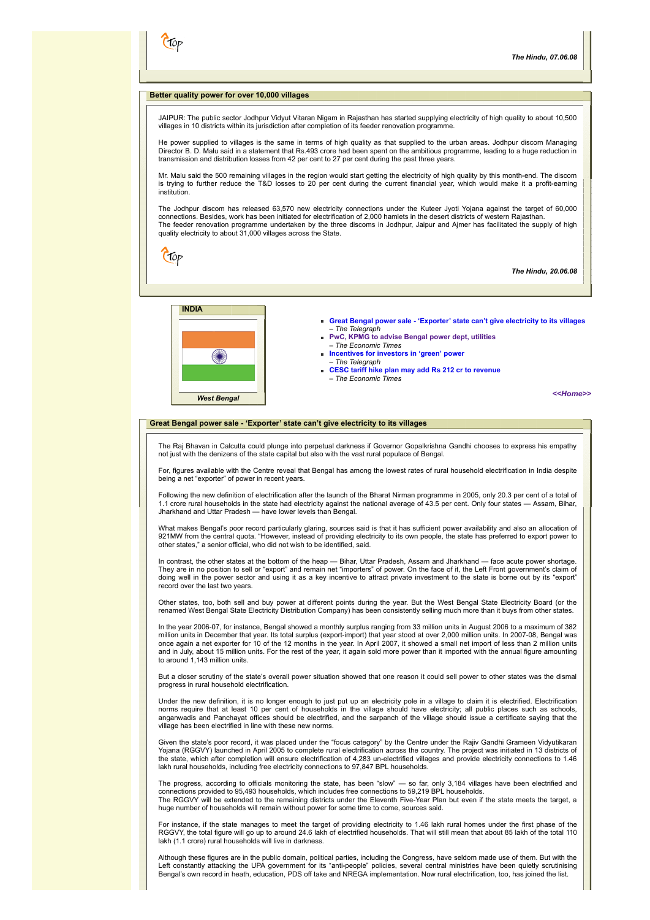*The Hindu, 07.06.08*

## Better quality power for over 10,000 villages

JAIPUR: The public sector Jodhpur Vidyut Vitaran Nigam in Rajasthan has started supplying electricity of high quality to about 10,500 villages in 10 districts within its jurisdiction after completion of its feeder renovation programme.

He power supplied to villages is the same in terms of high quality as that supplied to the urban areas. Jodhpur discom Managing Director B. D. Malu said in a statement that Rs.493 crore had been spent on the ambitious programme, leading to a huge reduction in transmission and distribution losses from 42 per cent to 27 per cent during the past three years.

Mr. Malu said the 500 remaining villages in the region would start getting the electricity of high quality by this month-end. The discom is trying to further reduce the T&D losses to 20 per cent during the current financial year, which would make it a profit-earning institution.

The Jodhpur discom has released 63,570 new electricity connections under the Kuteer Jyoti Yojana against the target of 60,000 connections. Besides, work has been initiated for electrification of 2,000 hamlets in the desert districts of western Rajasthan.
The feeder renovation programme undertaken by the three discoms in Jodhpur, Jaipur and Ajmer has facilitated the supply of high quality electricity to about 31,000 villages across the State.

*The Hindu, 20.06.08*

**INDIA**

*West Bengal*

- **Great Bengal power sale - 'Exporter' state can't give electricity to its villages**
  – *The Telegraph*
- **PwC, KPMG to advise Bengal power dept, utilities**
  – *The Economic Times*
- **Incentives for investors in 'green' power**
  – *The Telegraph*
- **CESC tariff hike plan may add Rs 212 cr to revenue**
  – *The Economic Times*

*<<Home>>*

## Great Bengal power sale - 'Exporter' state can't give electricity to its villages

The Raj Bhavan in Calcutta could plunge into perpetual darkness if Governor Gopalkrishna Gandhi chooses to express his empathy not just with the denizens of the state capital but also with the vast rural populace of Bengal.

For, figures available with the Centre reveal that Bengal has among the lowest rates of rural household electrification in India despite being a net "exporter" of power in recent years.

Following the new definition of electrification after the launch of the Bharat Nirman programme in 2005, only 20.3 per cent of a total of 1.1 crore rural households in the state had electricity against the national average of 43.5 per cent. Only four states — Assam, Bihar, Jharkhand and Uttar Pradesh — have lower levels than Bengal.

What makes Bengal's poor record particularly glaring, sources said is that it has sufficient power availability and also an allocation of 921MW from the central quota. "However, instead of providing electricity to its own people, the state has preferred to export power to other states," a senior official, who did not wish to be identified, said.

In contrast, the other states at the bottom of the heap — Bihar, Uttar Pradesh, Assam and Jharkhand — face acute power shortage. They are in no position to sell or "export" and remain net "importers" of power. On the face of it, the Left Front government's claim of doing well in the power sector and using it as a key incentive to attract private investment to the state is borne out by its "export" record over the last two years.

Other states, too, both sell and buy power at different points during the year. But the West Bengal State Electricity Board (or the renamed West Bengal State Electricity Distribution Company) has been consistently selling much more than it buys from other states.

In the year 2006-07, for instance, Bengal showed a monthly surplus ranging from 33 million units in August 2006 to a maximum of 382 million units in December that year. Its total surplus (export-import) that year stood at over 2,000 million units. In 2007-08, Bengal was once again a net exporter for 10 of the 12 months in the year. In April 2007, it showed a small net import of less than 2 million units and in July, about 15 million units. For the rest of the year, it again sold more power than it imported with the annual figure amounting to around 1,143 million units.

But a closer scrutiny of the state's overall power situation showed that one reason it could sell power to other states was the dismal progress in rural household electrification.

Under the new definition, it is no longer enough to just put up an electricity pole in a village to claim it is electrified. Electrification norms require that at least 10 per cent of households in the village should have electricity; all public places such as schools, anganwadis and Panchayat offices should be electrified, and the sarpanch of the village should issue a certificate saying that the village has been electrified in line with these new norms.

Given the state's poor record, it was placed under the "focus category" by the Centre under the Rajiv Gandhi Grameen Vidyutikaran Yojana (RGGVY) launched in April 2005 to complete rural electrification across the country. The project was initiated in 13 districts of the state, which after completion will ensure electrification of 4,283 un-electrified villages and provide electricity connections to 1.46 lakh rural households, including free electricity connections to 97,847 BPL households.

The progress, according to officials monitoring the state, has been "slow" — so far, only 3,184 villages have been electrified and connections provided to 95,493 households, which includes free connections to 59,219 BPL households.
The RGGVY will be extended to the remaining districts under the Eleventh Five-Year Plan but even if the state meets the target, a huge number of households will remain without power for some time to come, sources said.

For instance, if the state manages to meet the target of providing electricity to 1.46 lakh rural homes under the first phase of the RGGVY, the total figure will go up to around 24.6 lakh of electrified households. That will still mean that about 85 lakh of the total 110 lakh (1.1 crore) rural households will live in darkness.

Although these figures are in the public domain, political parties, including the Congress, have seldom made use of them. But with the Left constantly attacking the UPA government for its "anti-people" policies, several central ministries have been quietly scrutinising Bengal's own record in heath, education, PDS off take and NREGA implementation. Now rural electrification, too, has joined the list.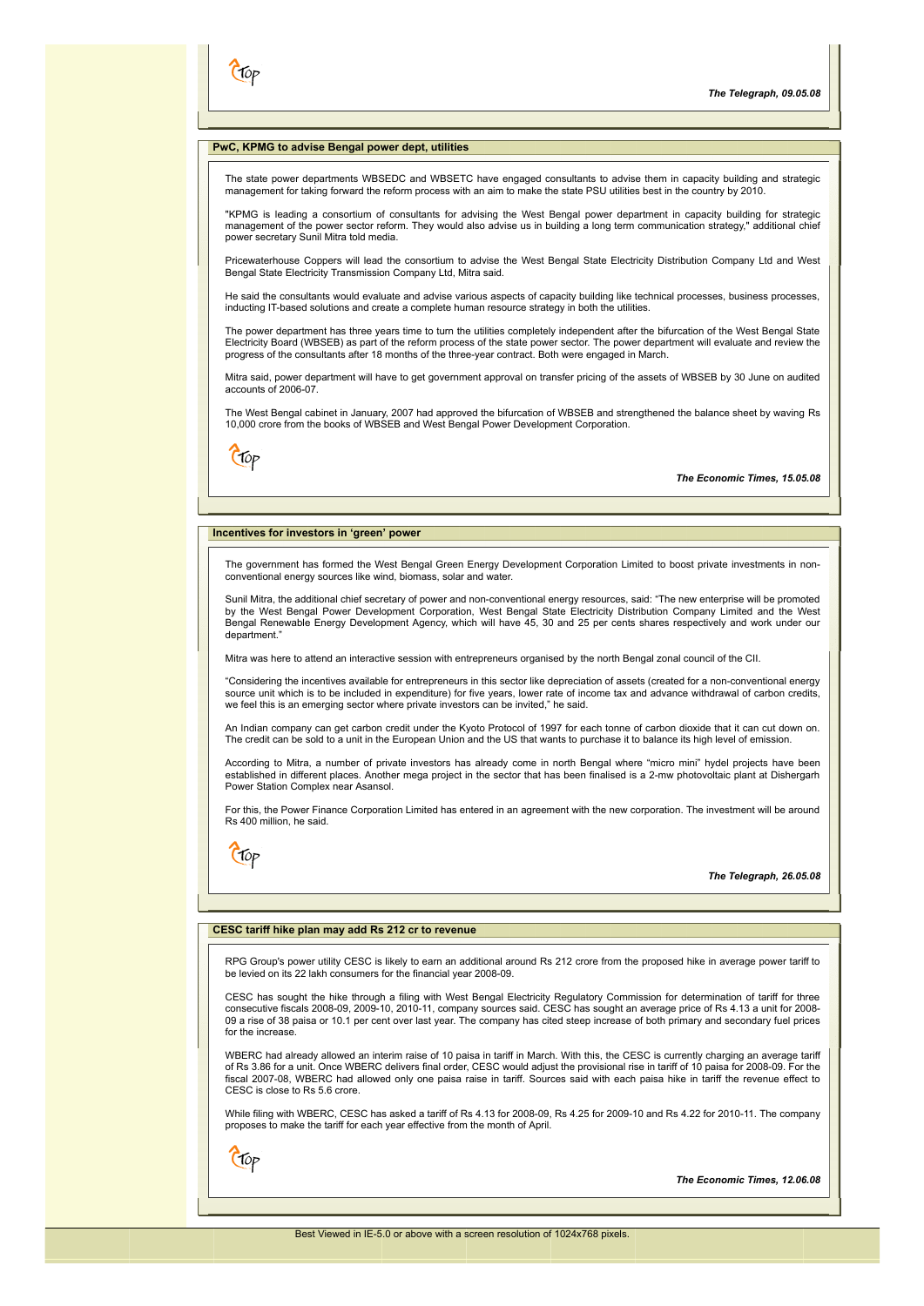*The Telegraph, 09.05.08*

## PwC, KPMG to advise Bengal power dept, utilities

The state power departments WBSEDC and WBSETC have engaged consultants to advise them in capacity building and strategic management for taking forward the reform process with an aim to make the state PSU utilities best in the country by 2010.

"KPMG is leading a consortium of consultants for advising the West Bengal power department in capacity building for strategic management of the power sector reform. They would also advise us in building a long term communication strategy," additional chief power secretary Sunil Mitra told media.

Pricewaterhouse Coppers will lead the consortium to advise the West Bengal State Electricity Distribution Company Ltd and West Bengal State Electricity Transmission Company Ltd, Mitra said.

He said the consultants would evaluate and advise various aspects of capacity building like technical processes, business processes, inducting IT-based solutions and create a complete human resource strategy in both the utilities.

The power department has three years time to turn the utilities completely independent after the bifurcation of the West Bengal State Electricity Board (WBSEB) as part of the reform process of the state power sector. The power department will evaluate and review the progress of the consultants after 18 months of the three-year contract. Both were engaged in March.

Mitra said, power department will have to get government approval on transfer pricing of the assets of WBSEB by 30 June on audited accounts of 2006-07.

The West Bengal cabinet in January, 2007 had approved the bifurcation of WBSEB and strengthened the balance sheet by waving Rs 10,000 crore from the books of WBSEB and West Bengal Power Development Corporation.

*The Economic Times, 15.05.08*

## Incentives for investors in 'green' power

The government has formed the West Bengal Green Energy Development Corporation Limited to boost private investments in non-conventional energy sources like wind, biomass, solar and water.

Sunil Mitra, the additional chief secretary of power and non-conventional energy resources, said: "The new enterprise will be promoted by the West Bengal Power Development Corporation, West Bengal State Electricity Distribution Company Limited and the West Bengal Renewable Energy Development Agency, which will have 45, 30 and 25 per cents shares respectively and work under our department."

Mitra was here to attend an interactive session with entrepreneurs organised by the north Bengal zonal council of the CII.

"Considering the incentives available for entrepreneurs in this sector like depreciation of assets (created for a non-conventional energy source unit which is to be included in expenditure) for five years, lower rate of income tax and advance withdrawal of carbon credits, we feel this is an emerging sector where private investors can be invited," he said.

An Indian company can get carbon credit under the Kyoto Protocol of 1997 for each tonne of carbon dioxide that it can cut down on. The credit can be sold to a unit in the European Union and the US that wants to purchase it to balance its high level of emission.

According to Mitra, a number of private investors has already come in north Bengal where "micro mini" hydel projects have been established in different places. Another mega project in the sector that has been finalised is a 2-mw photovoltaic plant at Dishergarh Power Station Complex near Asansol.

For this, the Power Finance Corporation Limited has entered in an agreement with the new corporation. The investment will be around Rs 400 million, he said.

*The Telegraph, 26.05.08*

## CESC tariff hike plan may add Rs 212 cr to revenue

RPG Group's power utility CESC is likely to earn an additional around Rs 212 crore from the proposed hike in average power tariff to be levied on its 22 lakh consumers for the financial year 2008-09.

CESC has sought the hike through a filing with West Bengal Electricity Regulatory Commission for determination of tariff for three consecutive fiscals 2008-09, 2009-10, 2010-11, company sources said. CESC has sought an average price of Rs 4.13 a unit for 2008-09 a rise of 38 paisa or 10.1 per cent over last year. The company has cited steep increase of both primary and secondary fuel prices for the increase.

WBERC had already allowed an interim raise of 10 paisa in tariff in March. With this, the CESC is currently charging an average tariff of Rs 3.86 for a unit. Once WBERC delivers final order, CESC would adjust the provisional rise in tariff of 10 paisa for 2008-09. For the fiscal 2007-08, WBERC had allowed only one paisa raise in tariff. Sources said with each paisa hike in tariff the revenue effect to CESC is close to Rs 5.6 crore.

While filing with WBERC, CESC has asked a tariff of Rs 4.13 for 2008-09, Rs 4.25 for 2009-10 and Rs 4.22 for 2010-11. The company proposes to make the tariff for each year effective from the month of April.

*The Economic Times, 12.06.08*

Best Viewed in IE-5.0 or above with a screen resolution of 1024x768 pixels.